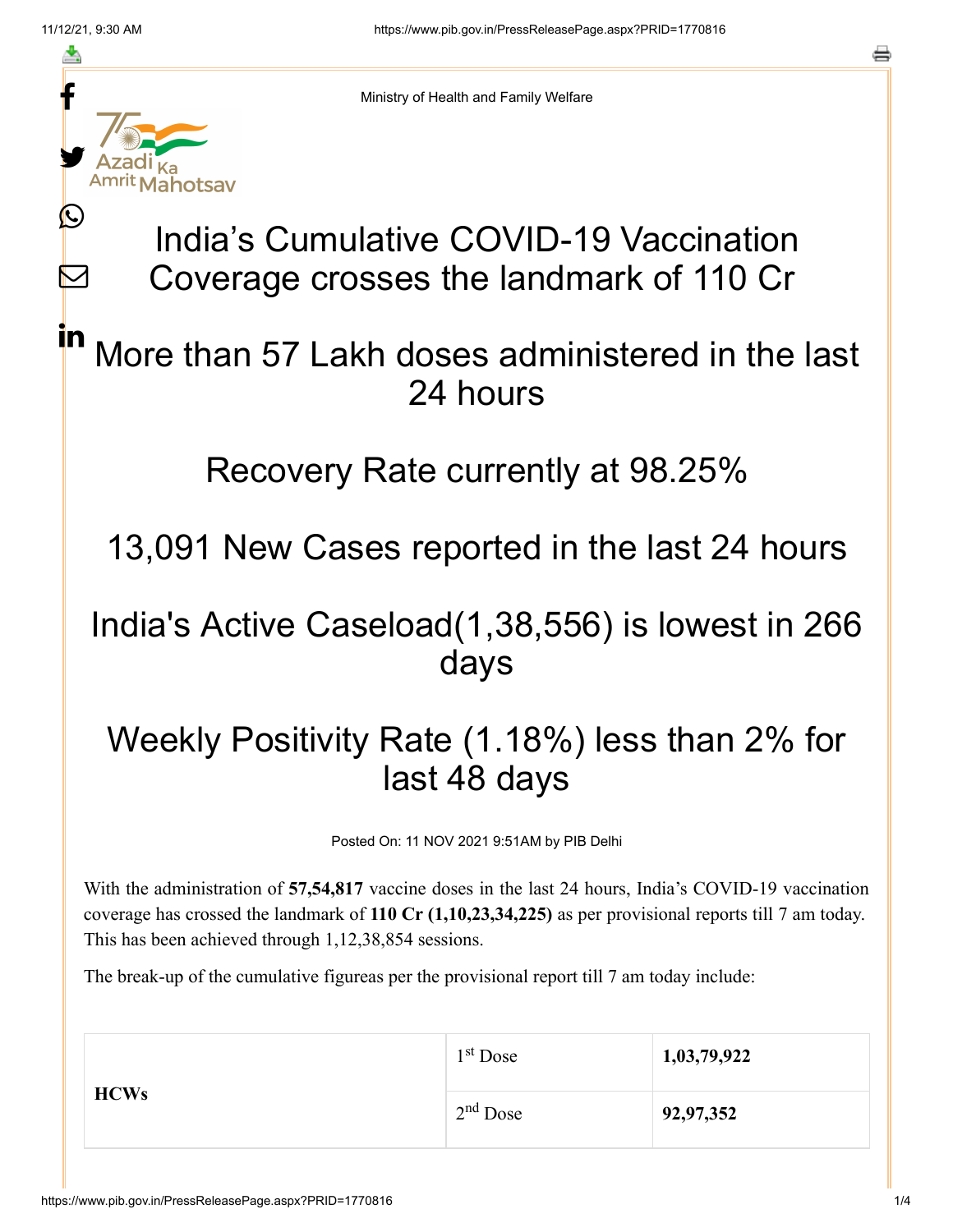Ministry of Health and Family Welfare

# India's Cumulative COVID-19 Vaccination Coverage crosses the landmark of 110 Cr

## More than 57 Lakh doses administered in the last 24 hours

## Recovery Rate currently at 98.25%

## 13,091 New Cases reported in the last 24 hours

## India's Active Caseload(1,38,556) is lowest in 266 days

## Weekly Positivity Rate (1.18%) less than 2% for last 48 days

Posted On: 11 NOV 2021 9:51AM by PIB Delhi

With the administration of **57,54,817** vaccine doses in the last 24 hours, India's COVID-19 vaccination coverage has crossed the landmark of **110 Cr (1,10,23,34,225)** as per provisional reports till 7 am today. This has been achieved through 1,12,38,854 sessions.

The break-up of the cumulative figureas per the provisional report till 7 am today include:

| | | |
|---|---|---|
| **HCWs** | 1st Dose | **1,03,79,922** |
| | 2nd Dose | **92,97,352** |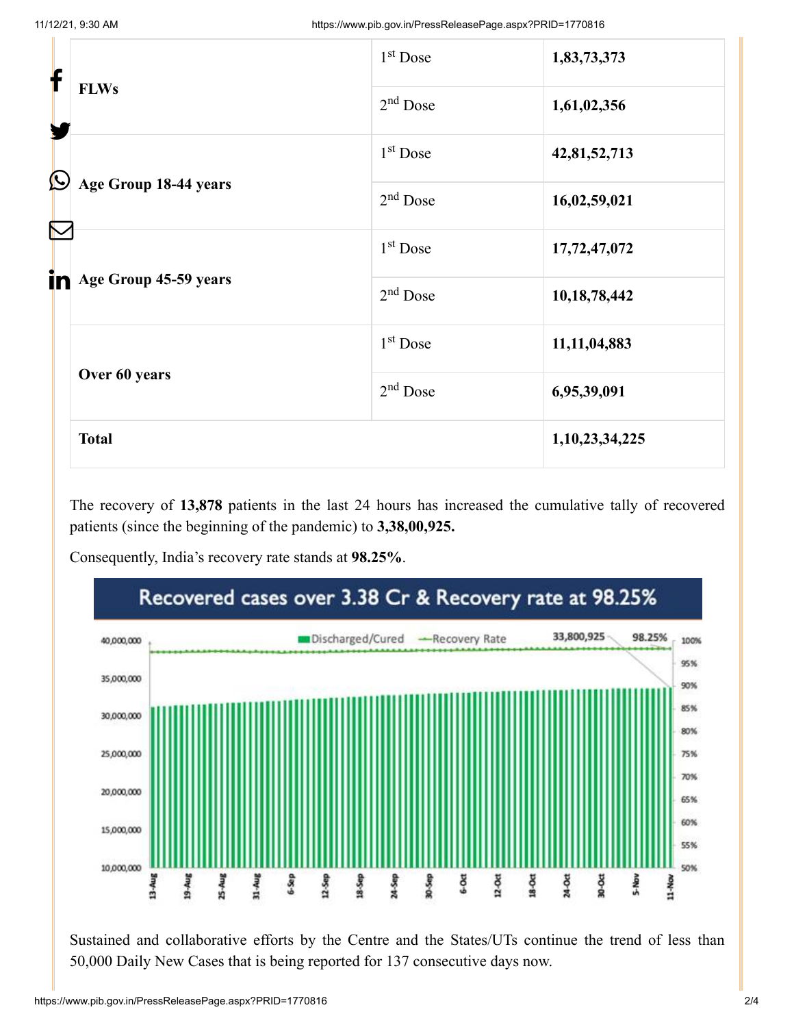| | | |
|---|---|---|
| **FLWs** | 1st Dose | **1,83,73,373** |
| | 2nd Dose | **1,61,02,356** |
| **Age Group 18-44 years** | 1st Dose | **42,81,52,713** |
| | 2nd Dose | **16,02,59,021** |
| **Age Group 45-59 years** | 1st Dose | **17,72,47,072** |
| | 2nd Dose | **10,18,78,442** |
| **Over 60 years** | 1st Dose | **11,11,04,883** |
| | 2nd Dose | **6,95,39,091** |
| **Total** | | **1,10,23,34,225** |

The recovery of **13,878** patients in the last 24 hours has increased the cumulative tally of recovered patients (since the beginning of the pandemic) to **3,38,00,925.**

Consequently, India's recovery rate stands at **98.25%**.

Sustained and collaborative efforts by the Centre and the States/UTs continue the trend of less than 50,000 Daily New Cases that is being reported for 137 consecutive days now.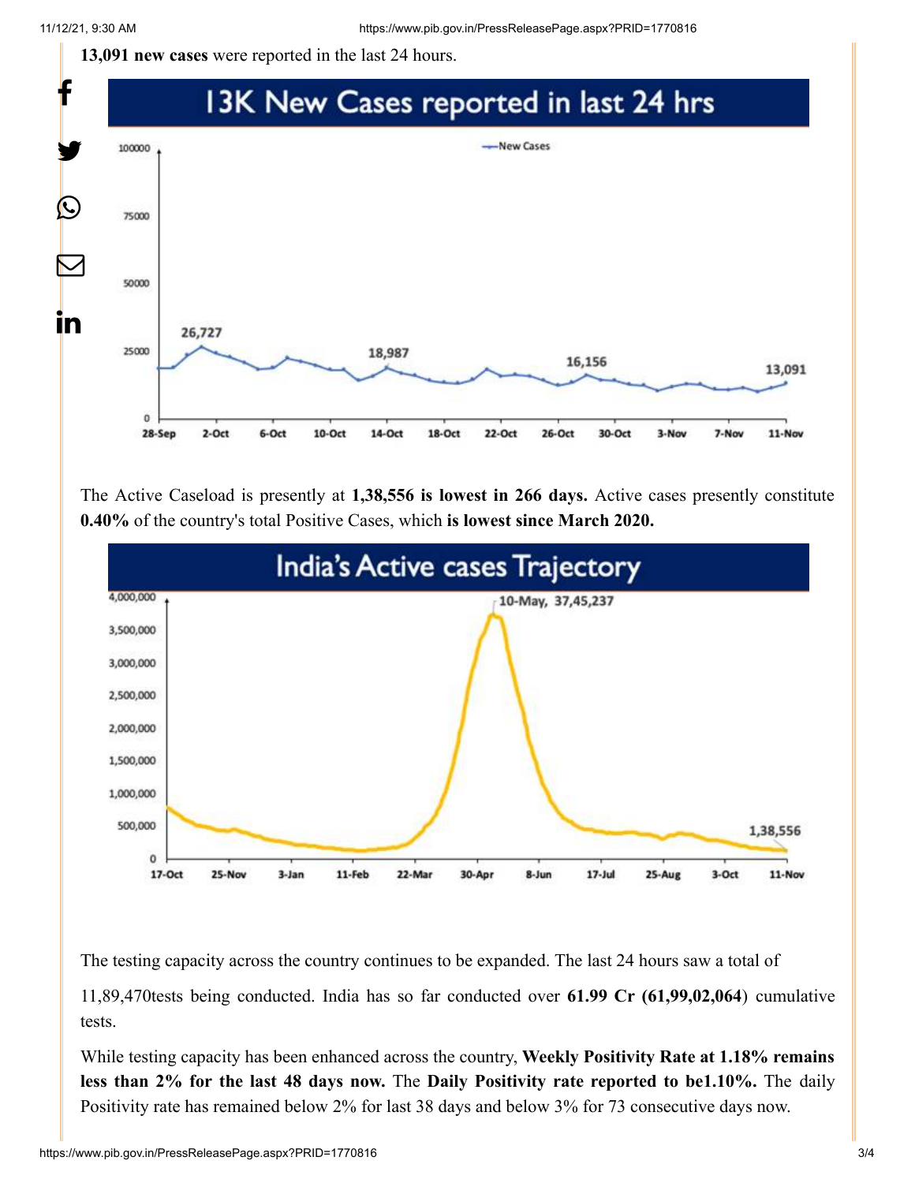**13,091 new cases** were reported in the last 24 hours.

The Active Caseload is presently at **1,38,556 is lowest in 266 days.** Active cases presently constitute **0.40%** of the country's total Positive Cases, which **is lowest since March 2020.**

The testing capacity across the country continues to be expanded. The last 24 hours saw a total of 11,89,470tests being conducted. India has so far conducted over **61.99 Cr (61,99,02,064)** cumulative tests.

While testing capacity has been enhanced across the country, **Weekly Positivity Rate at 1.18% remains less than 2% for the last 48 days now.** The **Daily Positivity rate reported to be1.10%.** The daily Positivity rate has remained below 2% for last 38 days and below 3% for 73 consecutive days now.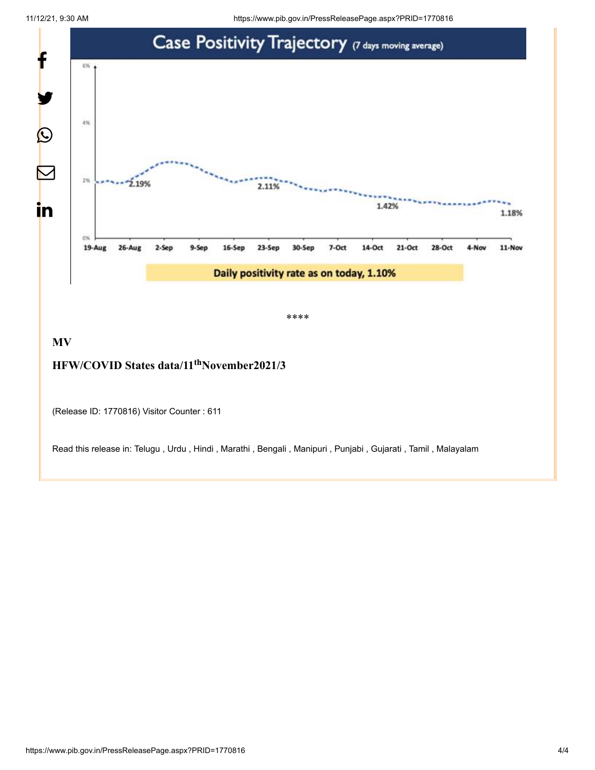Case Positivity Trajectory (7 days moving average)

6%
4%
2%
0%

2.19%
2.11%
1.42%
1.18%

19-Aug 26-Aug 2-Sep 9-Sep 16-Sep 23-Sep 30-Sep 7-Oct 14-Oct 21-Oct 28-Oct 4-Nov 11-Nov

Daily positivity rate as on today, 1.10%

****

**MV**

**HFW/COVID States data/11th November2021/3**

(Release ID: 1770816) Visitor Counter : 611

Read this release in: Telugu , Urdu , Hindi , Marathi , Bengali , Manipuri , Punjabi , Gujarati , Tamil , Malayalam